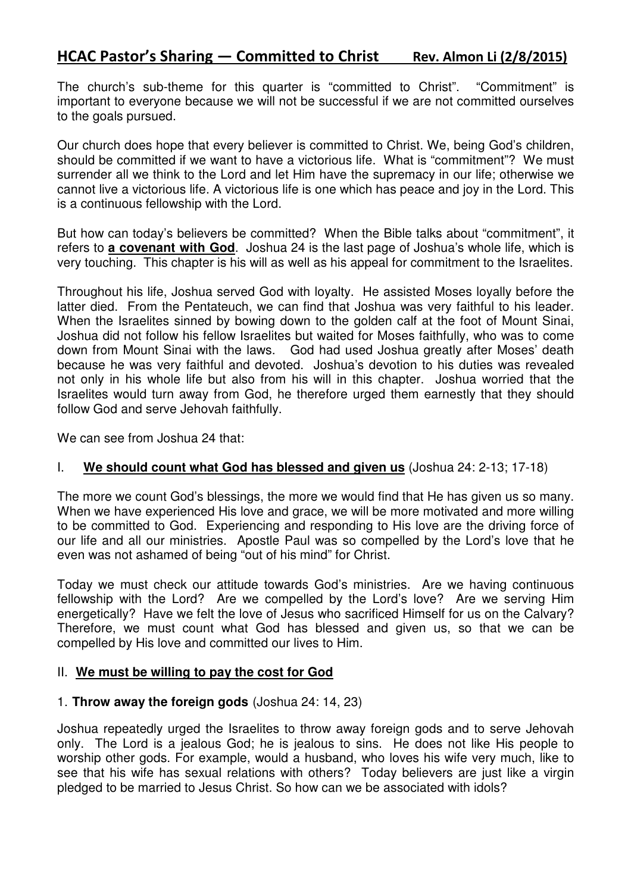# HCAC Pastor's Sharing — Committed to Christ    Rev. Almon Li (2/8/2015)

The church's sub-theme for this quarter is "committed to Christ". "Commitment" is important to everyone because we will not be successful if we are not committed ourselves to the goals pursued.

Our church does hope that every believer is committed to Christ. We, being God's children, should be committed if we want to have a victorious life. What is "commitment"? We must surrender all we think to the Lord and let Him have the supremacy in our life; otherwise we cannot live a victorious life. A victorious life is one which has peace and joy in the Lord. This is a continuous fellowship with the Lord.

But how can today's believers be committed? When the Bible talks about "commitment", it refers to **a covenant with God**. Joshua 24 is the last page of Joshua's whole life, which is very touching. This chapter is his will as well as his appeal for commitment to the Israelites.

Throughout his life, Joshua served God with loyalty. He assisted Moses loyally before the latter died. From the Pentateuch, we can find that Joshua was very faithful to his leader. When the Israelites sinned by bowing down to the golden calf at the foot of Mount Sinai, Joshua did not follow his fellow Israelites but waited for Moses faithfully, who was to come down from Mount Sinai with the laws. God had used Joshua greatly after Moses' death because he was very faithful and devoted. Joshua's devotion to his duties was revealed not only in his whole life but also from his will in this chapter. Joshua worried that the Israelites would turn away from God, he therefore urged them earnestly that they should follow God and serve Jehovah faithfully.

We can see from Joshua 24 that:

## I. **We should count what God has blessed and given us** (Joshua 24: 2-13; 17-18)

The more we count God's blessings, the more we would find that He has given us so many. When we have experienced His love and grace, we will be more motivated and more willing to be committed to God. Experiencing and responding to His love are the driving force of our life and all our ministries. Apostle Paul was so compelled by the Lord's love that he even was not ashamed of being "out of his mind" for Christ.

Today we must check our attitude towards God's ministries. Are we having continuous fellowship with the Lord? Are we compelled by the Lord's love? Are we serving Him energetically? Have we felt the love of Jesus who sacrificed Himself for us on the Calvary? Therefore, we must count what God has blessed and given us, so that we can be compelled by His love and committed our lives to Him.

## II. **We must be willing to pay the cost for God**

### 1. **Throw away the foreign gods** (Joshua 24: 14, 23)

Joshua repeatedly urged the Israelites to throw away foreign gods and to serve Jehovah only. The Lord is a jealous God; he is jealous to sins. He does not like His people to worship other gods. For example, would a husband, who loves his wife very much, like to see that his wife has sexual relations with others? Today believers are just like a virgin pledged to be married to Jesus Christ. So how can we be associated with idols?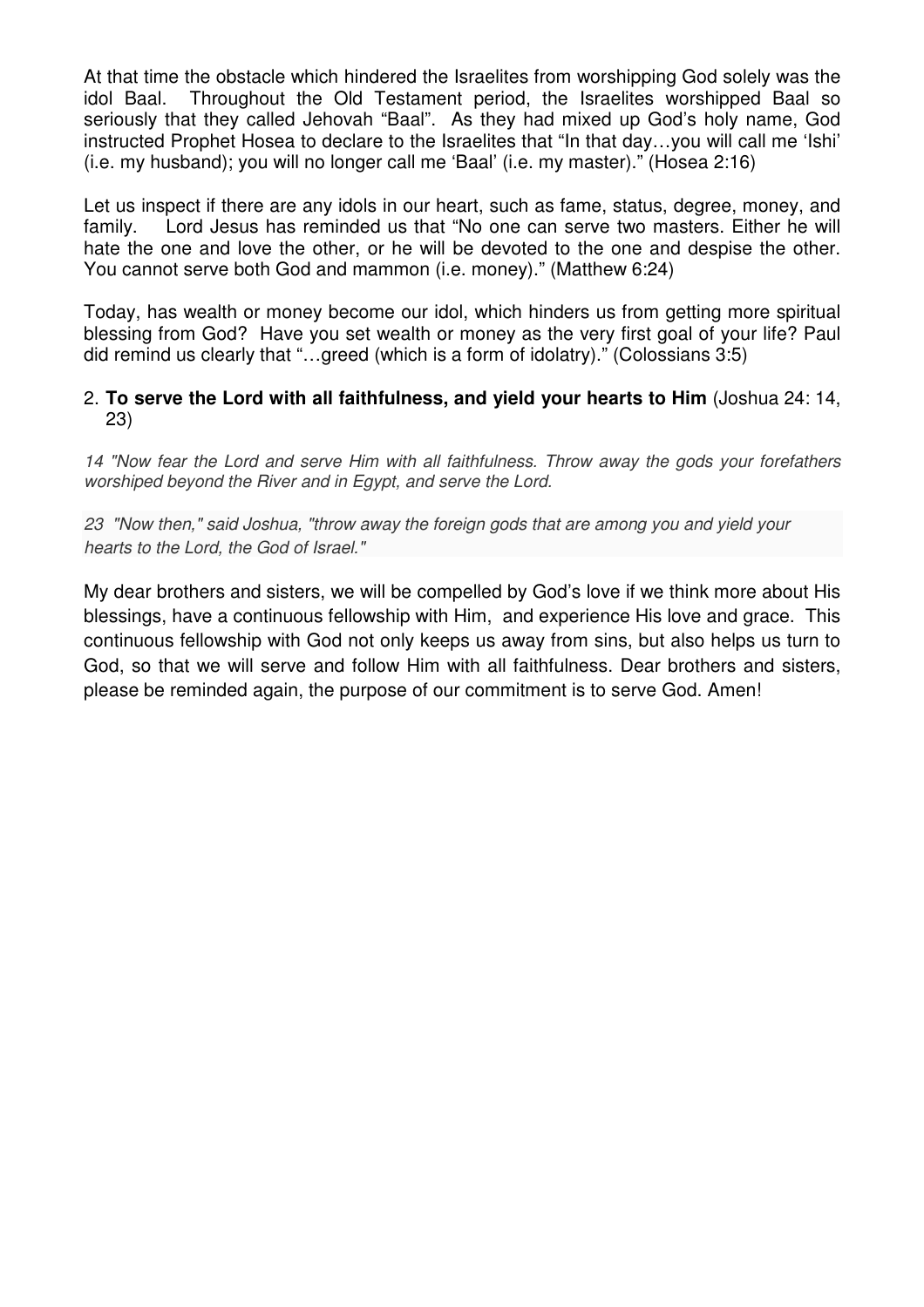At that time the obstacle which hindered the Israelites from worshipping God solely was the idol Baal. Throughout the Old Testament period, the Israelites worshipped Baal so seriously that they called Jehovah "Baal". As they had mixed up God's holy name, God instructed Prophet Hosea to declare to the Israelites that "In that day…you will call me 'Ishi' (i.e. my husband); you will no longer call me 'Baal' (i.e. my master)." (Hosea 2:16)

Let us inspect if there are any idols in our heart, such as fame, status, degree, money, and family. Lord Jesus has reminded us that "No one can serve two masters. Either he will hate the one and love the other, or he will be devoted to the one and despise the other. You cannot serve both God and mammon (i.e. money)." (Matthew 6:24)

Today, has wealth or money become our idol, which hinders us from getting more spiritual blessing from God? Have you set wealth or money as the very first goal of your life? Paul did remind us clearly that "…greed (which is a form of idolatry)." (Colossians 3:5)

2. **To serve the Lord with all faithfulness, and yield your hearts to Him** (Joshua 24: 14, 23)

*14 "Now fear the Lord and serve Him with all faithfulness. Throw away the gods your forefathers worshiped beyond the River and in Egypt, and serve the Lord.*

*23 "Now then," said Joshua, "throw away the foreign gods that are among you and yield your hearts to the Lord, the God of Israel."*

My dear brothers and sisters, we will be compelled by God's love if we think more about His blessings, have a continuous fellowship with Him, and experience His love and grace. This continuous fellowship with God not only keeps us away from sins, but also helps us turn to God, so that we will serve and follow Him with all faithfulness. Dear brothers and sisters, please be reminded again, the purpose of our commitment is to serve God. Amen!